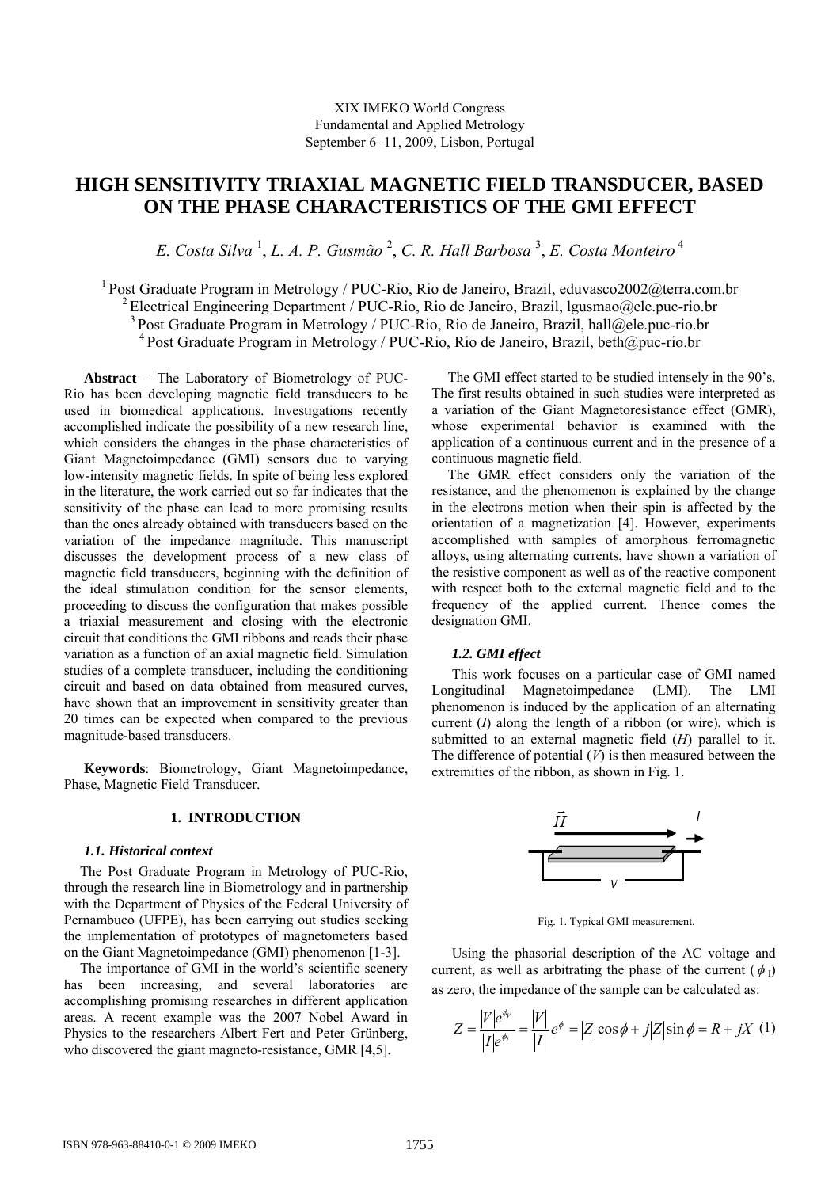XIX IMEKO World Congress
Fundamental and Applied Metrology
September 6−11, 2009, Lisbon, Portugal

# HIGH SENSITIVITY TRIAXIAL MAGNETIC FIELD TRANSDUCER, BASED ON THE PHASE CHARACTERISTICS OF THE GMI EFFECT

*E. Costa Silva* [1], *L. A. P. Gusmão* [2], *C. R. Hall Barbosa* [3], *E. Costa Monteiro* [4]

[1] Post Graduate Program in Metrology / PUC-Rio, Rio de Janeiro, Brazil, eduvasco2002@terra.com.br
[2] Electrical Engineering Department / PUC-Rio, Rio de Janeiro, Brazil, lgusmao@ele.puc-rio.br
[3] Post Graduate Program in Metrology / PUC-Rio, Rio de Janeiro, Brazil, hall@ele.puc-rio.br
[4] Post Graduate Program in Metrology / PUC-Rio, Rio de Janeiro, Brazil, beth@puc-rio.br

**Abstract** − The Laboratory of Biometrology of PUC-Rio has been developing magnetic field transducers to be used in biomedical applications. Investigations recently accomplished indicate the possibility of a new research line, which considers the changes in the phase characteristics of Giant Magnetoimpedance (GMI) sensors due to varying low-intensity magnetic fields. In spite of being less explored in the literature, the work carried out so far indicates that the sensitivity of the phase can lead to more promising results than the ones already obtained with transducers based on the variation of the impedance magnitude. This manuscript discusses the development process of a new class of magnetic field transducers, beginning with the definition of the ideal stimulation condition for the sensor elements, proceeding to discuss the configuration that makes possible a triaxial measurement and closing with the electronic circuit that conditions the GMI ribbons and reads their phase variation as a function of an axial magnetic field. Simulation studies of a complete transducer, including the conditioning circuit and based on data obtained from measured curves, have shown that an improvement in sensitivity greater than 20 times can be expected when compared to the previous magnitude-based transducers.

**Keywords**: Biometrology, Giant Magnetoimpedance, Phase, Magnetic Field Transducer.

## 1. INTRODUCTION

### *1.1. Historical context*

The Post Graduate Program in Metrology of PUC-Rio, through the research line in Biometrology and in partnership with the Department of Physics of the Federal University of Pernambuco (UFPE), has been carrying out studies seeking the implementation of prototypes of magnetometers based on the Giant Magnetoimpedance (GMI) phenomenon [1-3].

The importance of GMI in the world's scientific scenery has been increasing, and several laboratories are accomplishing promising researches in different application areas. A recent example was the 2007 Nobel Award in Physics to the researchers Albert Fert and Peter Grünberg, who discovered the giant magneto-resistance, GMR [4,5].

The GMI effect started to be studied intensely in the 90's. The first results obtained in such studies were interpreted as a variation of the Giant Magnetoresistance effect (GMR), whose experimental behavior is examined with the application of a continuous current and in the presence of a continuous magnetic field.

The GMR effect considers only the variation of the resistance, and the phenomenon is explained by the change in the electrons motion when their spin is affected by the orientation of a magnetization [4]. However, experiments accomplished with samples of amorphous ferromagnetic alloys, using alternating currents, have shown a variation of the resistive component as well as of the reactive component with respect both to the external magnetic field and to the frequency of the applied current. Thence comes the designation GMI.

### *1.2. GMI effect*

This work focuses on a particular case of GMI named Longitudinal Magnetoimpedance (LMI). The LMI phenomenon is induced by the application of an alternating current ($I$) along the length of a ribbon (or wire), which is submitted to an external magnetic field ($H$) parallel to it. The difference of potential ($V$) is then measured between the extremities of the ribbon, as shown in Fig. 1.

Fig. 1. Typical GMI measurement.

Using the phasorial description of the AC voltage and current, as well as arbitrating the phase of the current ($\phi_I$) as zero, the impedance of the sample can be calculated as:

$$Z = \frac{|V|e^{\phi_V}}{|I|e^{\phi_I}} = \frac{|V|}{|I|}e^{\phi} = |Z|\cos\phi + j|Z|\sin\phi = R + jX \quad (1)$$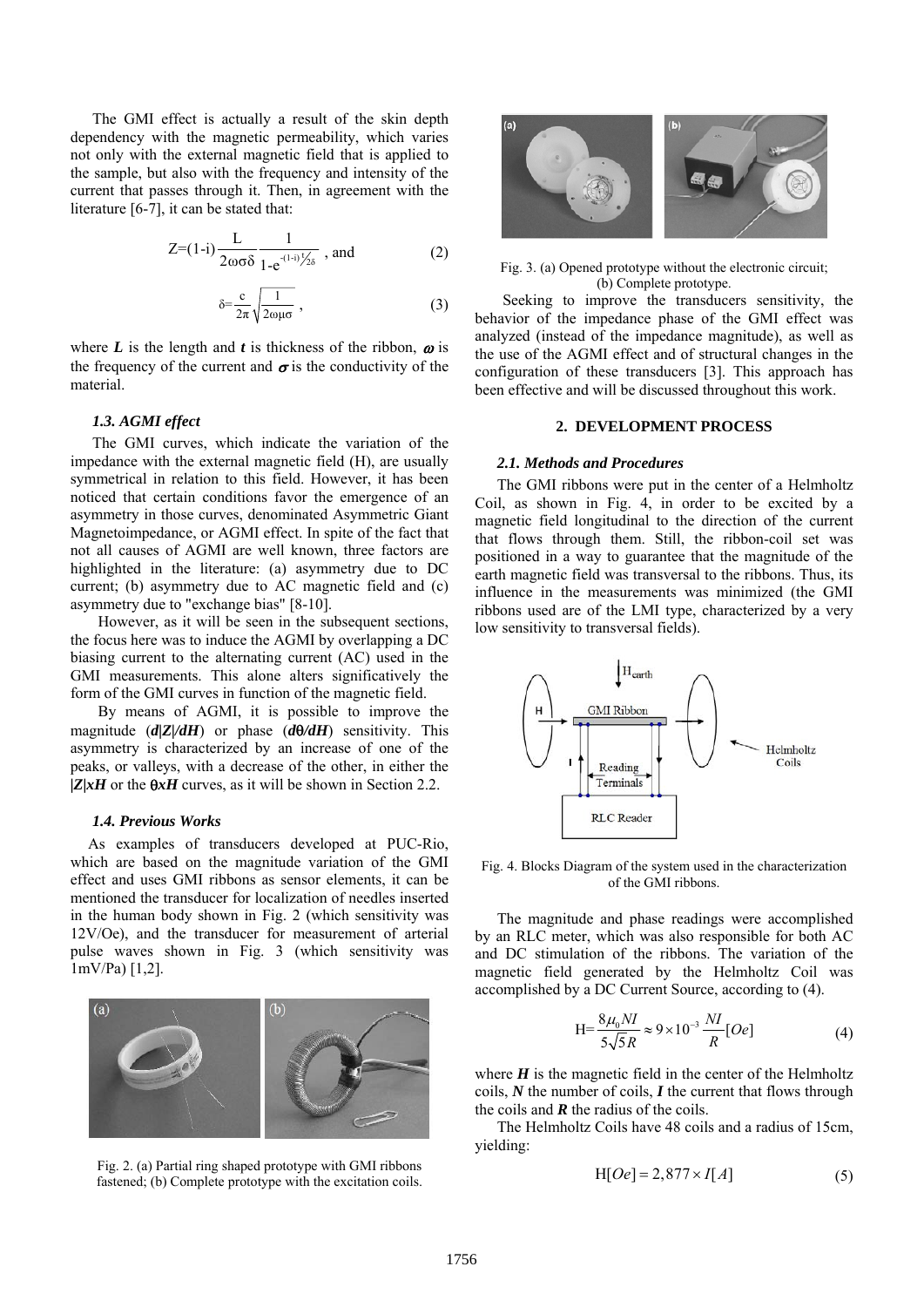The GMI effect is actually a result of the skin depth dependency with the magnetic permeability, which varies not only with the external magnetic field that is applied to the sample, but also with the frequency and intensity of the current that passes through it. Then, in agreement with the literature [6-7], it can be stated that:

$$Z=(1-i)\frac{L}{2\omega\sigma\delta}\frac{1}{1-e^{-(1-i)t/2\delta}}\text{ , and} \tag{2}$$

$$\delta=\frac{c}{2\pi}\sqrt{\frac{1}{2\omega\mu\sigma}}\text{ ,} \tag{3}$$

where ***L*** is the length and ***t*** is thickness of the ribbon, $\omega$ is the frequency of the current and $\sigma$ is the conductivity of the material.

### *1.3. AGMI effect*

The GMI curves, which indicate the variation of the impedance with the external magnetic field (H), are usually symmetrical in relation to this field. However, it has been noticed that certain conditions favor the emergence of an asymmetry in those curves, denominated Asymmetric Giant Magnetoimpedance, or AGMI effect. In spite of the fact that not all causes of AGMI are well known, three factors are highlighted in the literature: (a) asymmetry due to DC current; (b) asymmetry due to AC magnetic field and (c) asymmetry due to "exchange bias" [8-10].

However, as it will be seen in the subsequent sections, the focus here was to induce the AGMI by overlapping a DC biasing current to the alternating current (AC) used in the GMI measurements. This alone alters significatively the form of the GMI curves in function of the magnetic field.

By means of AGMI, it is possible to improve the magnitude ($d|Z|/dH$) or phase ($d\theta/dH$) sensitivity. This asymmetry is characterized by an increase of one of the peaks, or valleys, with a decrease of the other, in either the $|Z|xH$ or the $\theta xH$ curves, as it will be shown in Section 2.2.

### *1.4. Previous Works*

As examples of transducers developed at PUC-Rio, which are based on the magnitude variation of the GMI effect and uses GMI ribbons as sensor elements, it can be mentioned the transducer for localization of needles inserted in the human body shown in Fig. 2 (which sensitivity was 12V/Oe), and the transducer for measurement of arterial pulse waves shown in Fig. 3 (which sensitivity was 1mV/Pa) [1,2].

Fig. 2. (a) Partial ring shaped prototype with GMI ribbons fastened; (b) Complete prototype with the excitation coils.

Fig. 3. (a) Opened prototype without the electronic circuit; (b) Complete prototype.

Seeking to improve the transducers sensitivity, the behavior of the impedance phase of the GMI effect was analyzed (instead of the impedance magnitude), as well as the use of the AGMI effect and of structural changes in the configuration of these transducers [3]. This approach has been effective and will be discussed throughout this work.

## 2. DEVELOPMENT PROCESS

### *2.1. Methods and Procedures*

The GMI ribbons were put in the center of a Helmholtz Coil, as shown in Fig. 4, in order to be excited by a magnetic field longitudinal to the direction of the current that flows through them. Still, the ribbon-coil set was positioned in a way to guarantee that the magnitude of the earth magnetic field was transversal to the ribbons. Thus, its influence in the measurements was minimized (the GMI ribbons used are of the LMI type, characterized by a very low sensitivity to transversal fields).

Fig. 4. Blocks Diagram of the system used in the characterization of the GMI ribbons.

The magnitude and phase readings were accomplished by an RLC meter, which was also responsible for both AC and DC stimulation of the ribbons. The variation of the magnetic field generated by the Helmholtz Coil was accomplished by a DC Current Source, according to (4).

$$H=\frac{8\mu_0 NI}{5\sqrt{5}R}\approx 9\times10^{-3}\frac{NI}{R}[Oe] \tag{4}$$

where ***H*** is the magnetic field in the center of the Helmholtz coils, ***N*** the number of coils, ***I*** the current that flows through the coils and ***R*** the radius of the coils.

The Helmholtz Coils have 48 coils and a radius of 15cm, yielding:

$$H[Oe]=2,877\times I[A] \tag{5}$$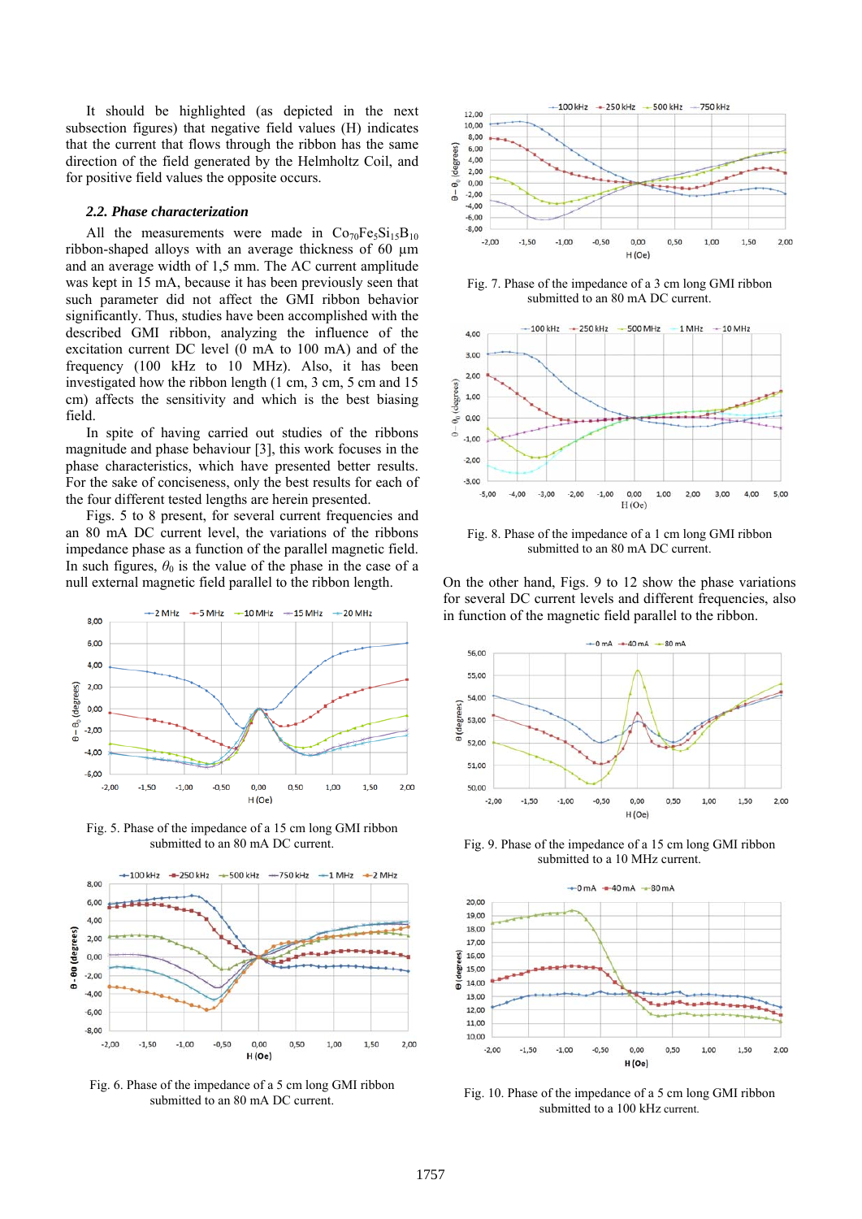It should be highlighted (as depicted in the next subsection figures) that negative field values (H) indicates that the current that flows through the ribbon has the same direction of the field generated by the Helmholtz Coil, and for positive field values the opposite occurs.

### *2.2. Phase characterization*

All the measurements were made in $Co_{70}Fe_5Si_{15}B_{10}$ ribbon-shaped alloys with an average thickness of 60 µm and an average width of 1,5 mm. The AC current amplitude was kept in 15 mA, because it has been previously seen that such parameter did not affect the GMI ribbon behavior significantly. Thus, studies have been accomplished with the described GMI ribbon, analyzing the influence of the excitation current DC level (0 mA to 100 mA) and of the frequency (100 kHz to 10 MHz). Also, it has been investigated how the ribbon length (1 cm, 3 cm, 5 cm and 15 cm) affects the sensitivity and which is the best biasing field.

In spite of having carried out studies of the ribbons magnitude and phase behaviour [3], this work focuses in the phase characteristics, which have presented better results. For the sake of conciseness, only the best results for each of the four different tested lengths are herein presented.

Figs. 5 to 8 present, for several current frequencies and an 80 mA DC current level, the variations of the ribbons impedance phase as a function of the parallel magnetic field. In such figures, $\theta_0$ is the value of the phase in the case of a null external magnetic field parallel to the ribbon length.

Fig. 5. Phase of the impedance of a 15 cm long GMI ribbon submitted to an 80 mA DC current.

Fig. 6. Phase of the impedance of a 5 cm long GMI ribbon submitted to an 80 mA DC current.

Fig. 7. Phase of the impedance of a 3 cm long GMI ribbon submitted to an 80 mA DC current.

Fig. 8. Phase of the impedance of a 1 cm long GMI ribbon submitted to an 80 mA DC current.

On the other hand, Figs. 9 to 12 show the phase variations for several DC current levels and different frequencies, also in function of the magnetic field parallel to the ribbon.

Fig. 9. Phase of the impedance of a 15 cm long GMI ribbon submitted to a 10 MHz current.

Fig. 10. Phase of the impedance of a 5 cm long GMI ribbon submitted to a 100 kHz current.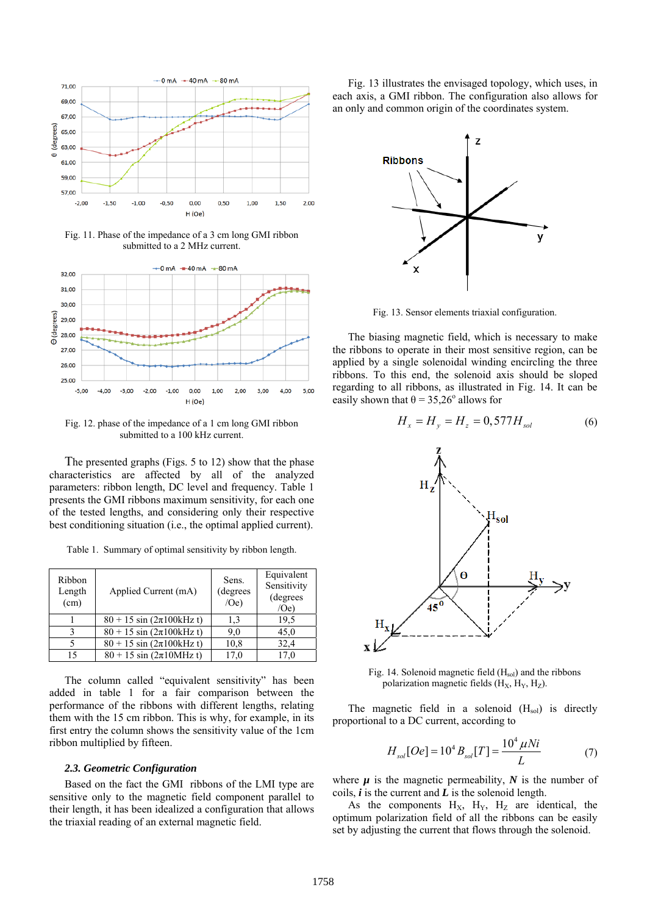Fig. 11. Phase of the impedance of a 3 cm long GMI ribbon submitted to a 2 MHz current.

Fig. 12. phase of the impedance of a 1 cm long GMI ribbon submitted to a 100 kHz current.

The presented graphs (Figs. 5 to 12) show that the phase characteristics are affected by all of the analyzed parameters: ribbon length, DC level and frequency. Table 1 presents the GMI ribbons maximum sensitivity, for each one of the tested lengths, and considering only their respective best conditioning situation (i.e., the optimal applied current).

Table 1. Summary of optimal sensitivity by ribbon length.

| Ribbon Length (cm) | Applied Current (mA) | Sens. (degrees /Oe) | Equivalent Sensitivity (degrees /Oe) |
|---|---|---|---|
| 1 | 80 + 15 sin (2π100kHz t) | 1,3 | 19,5 |
| 3 | 80 + 15 sin (2π100kHz t) | 9,0 | 45,0 |
| 5 | 80 + 15 sin (2π100kHz t) | 10,8 | 32,4 |
| 15 | 80 + 15 sin (2π10MHz t) | 17,0 | 17,0 |

The column called "equivalent sensitivity" has been added in table 1 for a fair comparison between the performance of the ribbons with different lengths, relating them with the 15 cm ribbon. This is why, for example, in its first entry the column shows the sensitivity value of the 1cm ribbon multiplied by fifteen.

### 2.3. Geometric Configuration

Based on the fact the GMI ribbons of the LMI type are sensitive only to the magnetic field component parallel to their length, it has been idealized a configuration that allows the triaxial reading of an external magnetic field.

Fig. 13 illustrates the envisaged topology, which uses, in each axis, a GMI ribbon. The configuration also allows for an only and common origin of the coordinates system.

Fig. 13. Sensor elements triaxial configuration.

The biasing magnetic field, which is necessary to make the ribbons to operate in their most sensitive region, can be applied by a single solenoidal winding encircling the three ribbons. To this end, the solenoid axis should be sloped regarding to all ribbons, as illustrated in Fig. 14. It can be easily shown that $\theta = 35{,}26^{\circ}$ allows for

$$H_x = H_y = H_z = 0{,}577 H_{sol} \tag{6}$$

Fig. 14. Solenoid magnetic field ($H_{sol}$) and the ribbons polarization magnetic fields ($H_X$, $H_Y$, $H_Z$).

The magnetic field in a solenoid ($H_{sol}$) is directly proportional to a DC current, according to

$$H_{sol}[Oe] = 10^4 B_{sol}[T] = \frac{10^4 \mu N i}{L} \tag{7}$$

where $\mu$ is the magnetic permeability, $N$ is the number of coils, $i$ is the current and $L$ is the solenoid length.

As the components $H_X$, $H_Y$, $H_Z$ are identical, the optimum polarization field of all the ribbons can be easily set by adjusting the current that flows through the solenoid.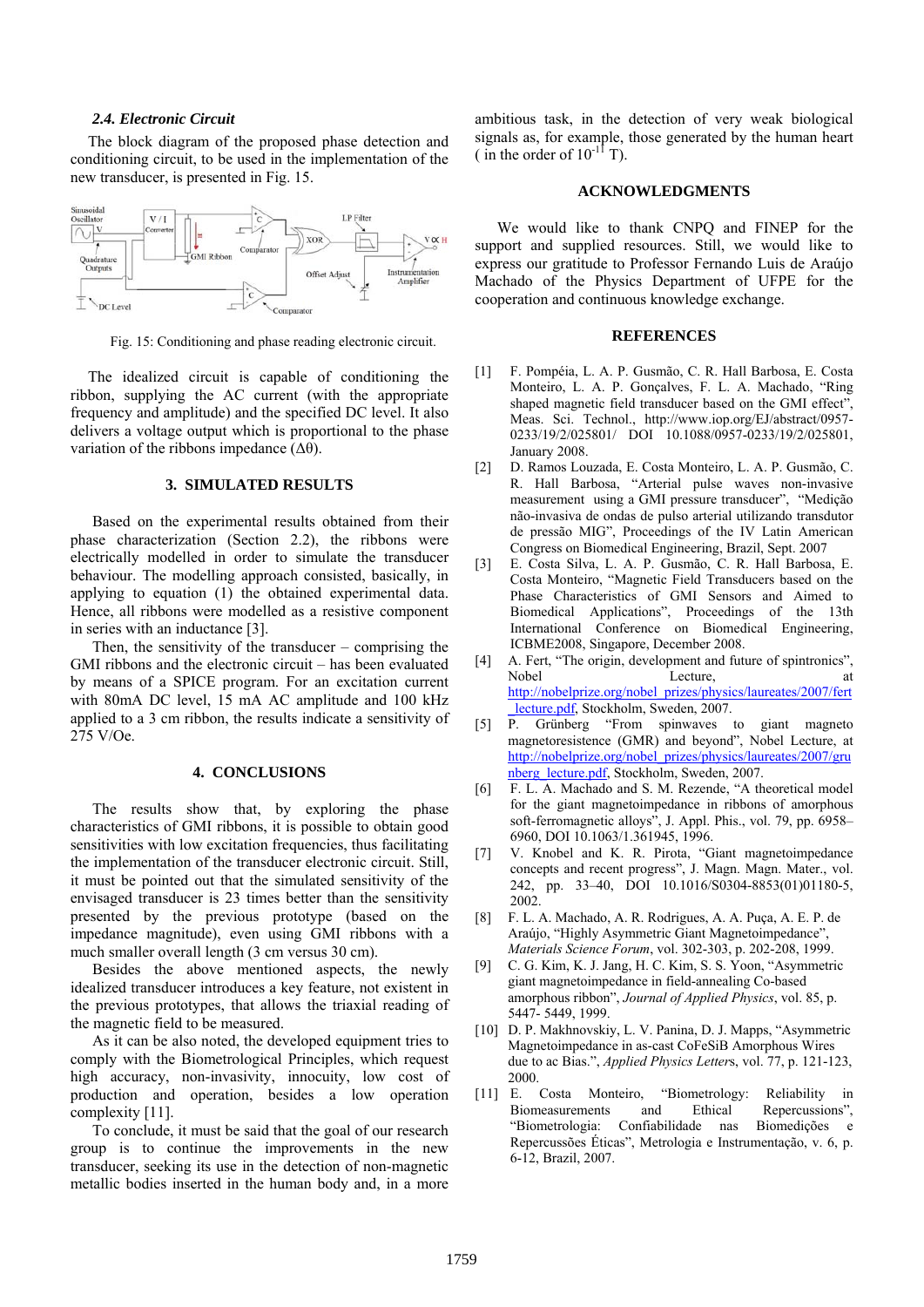### 2.4. Electronic Circuit

The block diagram of the proposed phase detection and conditioning circuit, to be used in the implementation of the new transducer, is presented in Fig. 15.

Sinusoidal Oscillator
V / I Converter
GMI Ribbon
Quadrature Outputs
DC Level
Comparator
XOR
LP Filter
Offset Adjust
Instrumentation Amplifier
Comparator
V ∝ H

Fig. 15: Conditioning and phase reading electronic circuit.

The idealized circuit is capable of conditioning the ribbon, supplying the AC current (with the appropriate frequency and amplitude) and the specified DC level. It also delivers a voltage output which is proportional to the phase variation of the ribbons impedance ($\Delta\theta$).

## 3. SIMULATED RESULTS

Based on the experimental results obtained from their phase characterization (Section 2.2), the ribbons were electrically modelled in order to simulate the transducer behaviour. The modelling approach consisted, basically, in applying to equation (1) the obtained experimental data. Hence, all ribbons were modelled as a resistive component in series with an inductance [3].

Then, the sensitivity of the transducer – comprising the GMI ribbons and the electronic circuit – has been evaluated by means of a SPICE program. For an excitation current with 80mA DC level, 15 mA AC amplitude and 100 kHz applied to a 3 cm ribbon, the results indicate a sensitivity of 275 V/Oe.

## 4. CONCLUSIONS

The results show that, by exploring the phase characteristics of GMI ribbons, it is possible to obtain good sensitivities with low excitation frequencies, thus facilitating the implementation of the transducer electronic circuit. Still, it must be pointed out that the simulated sensitivity of the envisaged transducer is 23 times better than the sensitivity presented by the previous prototype (based on the impedance magnitude), even using GMI ribbons with a much smaller overall length (3 cm versus 30 cm).

Besides the above mentioned aspects, the newly idealized transducer introduces a key feature, not existent in the previous prototypes, that allows the triaxial reading of the magnetic field to be measured.

As it can be also noted, the developed equipment tries to comply with the Biometrological Principles, which request high accuracy, non-invasivity, innocuity, low cost of production and operation, besides a low operation complexity [11].

To conclude, it must be said that the goal of our research group is to continue the improvements in the new transducer, seeking its use in the detection of non-magnetic metallic bodies inserted in the human body and, in a more ambitious task, in the detection of very weak biological signals as, for example, those generated by the human heart ( in the order of $10^{-11}$ T).

## ACKNOWLEDGMENTS

We would like to thank CNPQ and FINEP for the support and supplied resources. Still, we would like to express our gratitude to Professor Fernando Luis de Araújo Machado of the Physics Department of UFPE for the cooperation and continuous knowledge exchange.

## REFERENCES

[1] F. Pompéia, L. A. P. Gusmão, C. R. Hall Barbosa, E. Costa Monteiro, L. A. P. Gonçalves, F. L. A. Machado, "Ring shaped magnetic field transducer based on the GMI effect", Meas. Sci. Technol., http://www.iop.org/EJ/abstract/0957-0233/19/2/025801/ DOI 10.1088/0957-0233/19/2/025801, January 2008.

[2] D. Ramos Louzada, E. Costa Monteiro, L. A. P. Gusmão, C. R. Hall Barbosa, "Arterial pulse waves non-invasive measurement using a GMI pressure transducer", "Medição não-invasiva de ondas de pulso arterial utilizando transdutor de pressão MIG", Proceedings of the IV Latin American Congress on Biomedical Engineering, Brazil, Sept. 2007

[3] E. Costa Silva, L. A. P. Gusmão, C. R. Hall Barbosa, E. Costa Monteiro, "Magnetic Field Transducers based on the Phase Characteristics of GMI Sensors and Aimed to Biomedical Applications", Proceedings of the 13th International Conference on Biomedical Engineering, ICBME2008, Singapore, December 2008.

[4] A. Fert, "The origin, development and future of spintronics", Nobel Lecture, at http://nobelprize.org/nobel_prizes/physics/laureates/2007/fert_lecture.pdf, Stockholm, Sweden, 2007.

[5] P. Grünberg "From spinwaves to giant magneto magnetoresistence (GMR) and beyond", Nobel Lecture, at http://nobelprize.org/nobel_prizes/physics/laureates/2007/grunberg_lecture.pdf, Stockholm, Sweden, 2007.

[6] F. L. A. Machado and S. M. Rezende, "A theoretical model for the giant magnetoimpedance in ribbons of amorphous soft-ferromagnetic alloys", J. Appl. Phis., vol. 79, pp. 6958–6960, DOI 10.1063/1.361945, 1996.

[7] V. Knobel and K. R. Pirota, "Giant magnetoimpedance concepts and recent progress", J. Magn. Magn. Mater., vol. 242, pp. 33–40, DOI 10.1016/S0304-8853(01)01180-5, 2002.

[8] F. L. A. Machado, A. R. Rodrigues, A. A. Puça, A. E. P. de Araújo, "Highly Asymmetric Giant Magnetoimpedance", *Materials Science Forum*, vol. 302-303, p. 202-208, 1999.

[9] C. G. Kim, K. J. Jang, H. C. Kim, S. S. Yoon, "Asymmetric giant magnetoimpedance in field-annealing Co-based amorphous ribbon", *Journal of Applied Physics*, vol. 85, p. 5447- 5449, 1999.

[10] D. P. Makhnovskiy, L. V. Panina, D. J. Mapps, "Asymmetric Magnetoimpedance in as-cast CoFeSiB Amorphous Wires due to ac Bias.", *Applied Physics Letters*, vol. 77, p. 121-123, 2000.

[11] E. Costa Monteiro, "Biometrology: Reliability in Biomeasurements and Ethical Repercussions", "Biometrologia: Confiabilidade nas Biomedições e Repercussões Éticas", Metrologia e Instrumentação, v. 6, p. 6-12, Brazil, 2007.